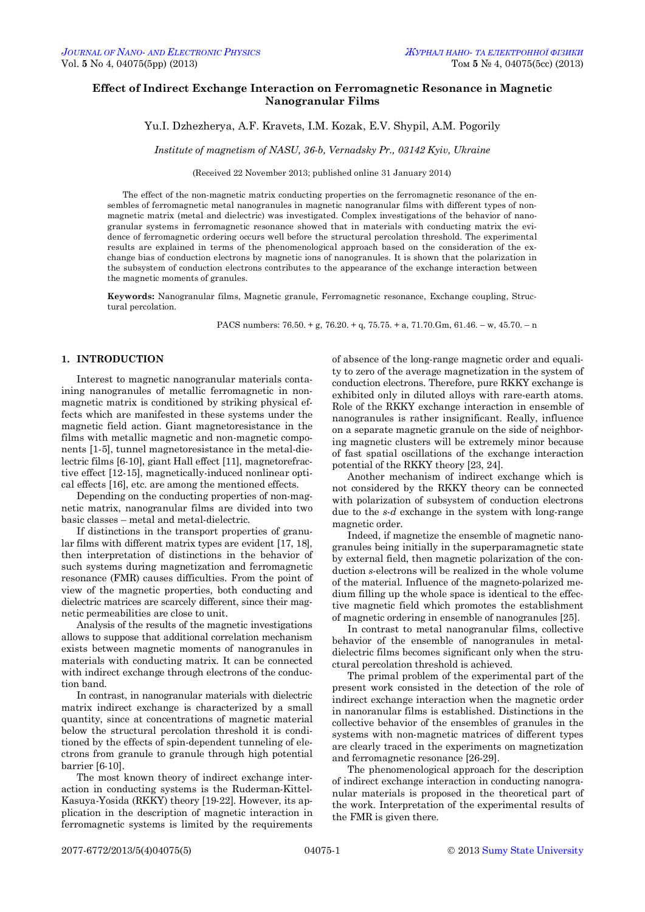# Effect of Indirect Exchange Interaction on Ferromagnetic Resonance in Magnetic Nanogranular Films

Yu.I. Dzhezherya, A.F. Kravets, I.M. Kozak, E.V. Shypil, A.M. Pogorily

*Institute of magnetism of NASU, 36-b, Vernadsky Pr., 03142 Kyiv, Ukraine*

(Received 22 November 2013; published online 31 January 2014)

The effect of the non-magnetic matrix conducting properties on the ferromagnetic resonance of the ensembles of ferromagnetic metal nanogranules in magnetic nanogranular films with different types of non-magnetic matrix (metal and dielectric) was investigated. Complex investigations of the behavior of nanogranular systems in ferromagnetic resonance showed that in materials with conducting matrix the evidence of ferromagnetic ordering occurs well before the structural percolation threshold. The experimental results are explained in terms of the phenomenological approach based on the consideration of the exchange bias of conduction electrons by magnetic ions of nanogranules. It is shown that the polarization in the subsystem of conduction electrons contributes to the appearance of the exchange interaction between the magnetic moments of granules.

**Keywords:** Nanogranular films, Magnetic granule, Ferromagnetic resonance, Exchange coupling, Structural percolation.

PACS numbers: 76.50. + g, 76.20. + q, 75.75. + a, 71.70.Gm, 61.46. – w, 45.70. – n

## 1. INTRODUCTION

Interest to magnetic nanogranular materials containing nanogranules of metallic ferromagnetic in non-magnetic matrix is conditioned by striking physical effects which are manifested in these systems under the magnetic field action. Giant magnetoresistance in the films with metallic magnetic and non-magnetic components [1-5], tunnel magnetoresistance in the metal-dielectric films [6-10], giant Hall effect [11], magnetorefractive effect [12-15], magnetically-induced nonlinear optical effects [16], etc. are among the mentioned effects.

Depending on the conducting properties of non-magnetic matrix, nanogranular films are divided into two basic classes – metal and metal-dielectric.

If distinctions in the transport properties of granular films with different matrix types are evident [17, 18], then interpretation of distinctions in the behavior of such systems during magnetization and ferromagnetic resonance (FMR) causes difficulties. From the point of view of the magnetic properties, both conducting and dielectric matrices are scarcely different, since their magnetic permeabilities are close to unit.

Analysis of the results of the magnetic investigations allows to suppose that additional correlation mechanism exists between magnetic moments of nanogranules in materials with conducting matrix. It can be connected with indirect exchange through electrons of the conduction band.

In contrast, in nanogranular materials with dielectric matrix indirect exchange is characterized by a small quantity, since at concentrations of magnetic material below the structural percolation threshold it is conditioned by the effects of spin-dependent tunneling of electrons from granule to granule through high potential barrier [6-10].

The most known theory of indirect exchange interaction in conducting systems is the Ruderman-Kittel-Kasuya-Yosida (RKKY) theory [19-22]. However, its application in the description of magnetic interaction in ferromagnetic systems is limited by the requirements of absence of the long-range magnetic order and equality to zero of the average magnetization in the system of conduction electrons. Therefore, pure RKKY exchange is exhibited only in diluted alloys with rare-earth atoms. Role of the RKKY exchange interaction in ensemble of nanogranules is rather insignificant. Really, influence on a separate magnetic granule on the side of neighboring magnetic clusters will be extremely minor because of fast spatial oscillations of the exchange interaction potential of the RKKY theory [23, 24].

Another mechanism of indirect exchange which is not considered by the RKKY theory can be connected with polarization of subsystem of conduction electrons due to the *s-d* exchange in the system with long-range magnetic order.

Indeed, if magnetize the ensemble of magnetic nanogranules being initially in the superparamagnetic state by external field, then magnetic polarization of the conduction *s*-electrons will be realized in the whole volume of the material. Influence of the magneto-polarized medium filling up the whole space is identical to the effective magnetic field which promotes the establishment of magnetic ordering in ensemble of nanogranules [25].

In contrast to metal nanogranular films, collective behavior of the ensemble of nanogranules in metal-dielectric films becomes significant only when the structural percolation threshold is achieved.

The primal problem of the experimental part of the present work consisted in the detection of the role of indirect exchange interaction when the magnetic order in nanoranular films is established. Distinctions in the collective behavior of the ensembles of granules in the systems with non-magnetic matrices of different types are clearly traced in the experiments on magnetization and ferromagnetic resonance [26-29].

The phenomenological approach for the description of indirect exchange interaction in conducting nanogranular materials is proposed in the theoretical part of the work. Interpretation of the experimental results of the FMR is given there.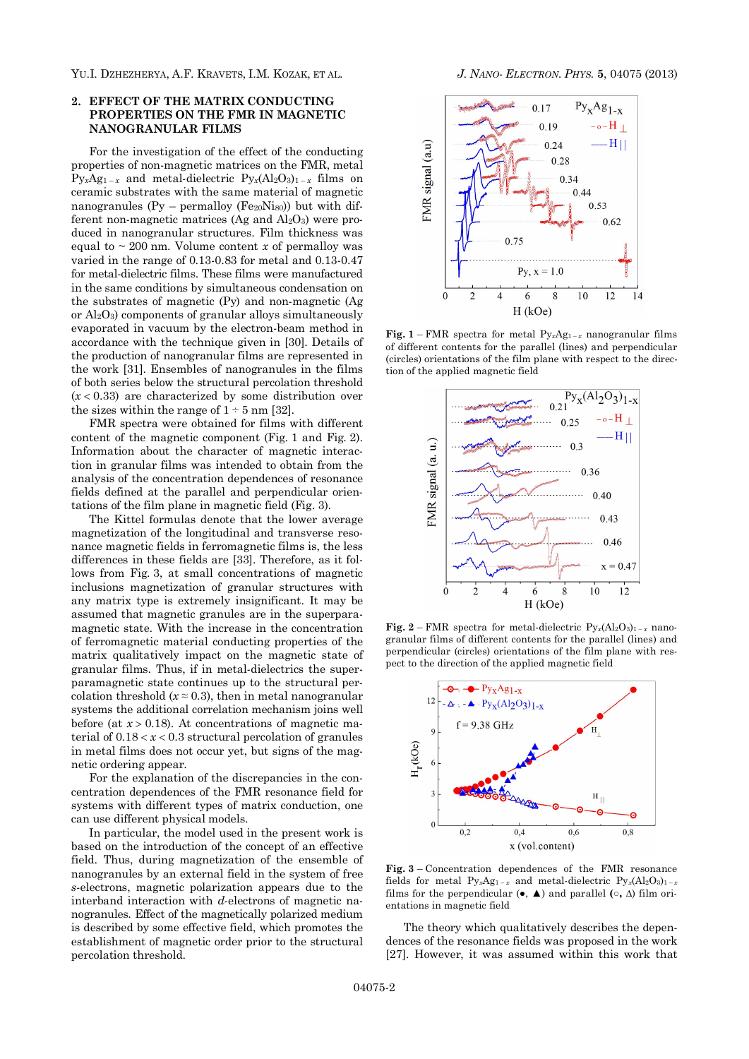## 2. EFFECT OF THE MATRIX CONDUCTING PROPERTIES ON THE FMR IN MAGNETIC NANOGRANULAR FILMS

For the investigation of the effect of the conducting properties of non-magnetic matrices on the FMR, metal $Py_xAg_{1-x}$ and metal-dielectric $Py_x(Al_2O_3)_{1-x}$ films on ceramic substrates with the same material of magnetic nanogranules (Py – permalloy ($Fe_{20}Ni_{80}$)) but with different non-magnetic matrices (Ag and $Al_2O_3$) were produced in nanogranular structures. Film thickness was equal to ~ 200 nm. Volume content $x$ of permalloy was varied in the range of 0.13-0.83 for metal and 0.13-0.47 for metal-dielectric films. These films were manufactured in the same conditions by simultaneous condensation on the substrates of magnetic (Py) and non-magnetic (Ag or $Al_2O_3$) components of granular alloys simultaneously evaporated in vacuum by the electron-beam method in accordance with the technique given in [30]. Details of the production of nanogranular films are represented in the work [31]. Ensembles of nanogranules in the films of both series below the structural percolation threshold ($x < 0.33$) are characterized by some distribution over the sizes within the range of 1 ÷ 5 nm [32].

FMR spectra were obtained for films with different content of the magnetic component (Fig. 1 and Fig. 2). Information about the character of magnetic interaction in granular films was intended to obtain from the analysis of the concentration dependences of resonance fields defined at the parallel and perpendicular orientations of the film plane in magnetic field (Fig. 3).

The Kittel formulas denote that the lower average magnetization of the longitudinal and transverse resonance magnetic fields in ferromagnetic films is, the less differences in these fields are [33]. Therefore, as it follows from Fig. 3, at small concentrations of magnetic inclusions magnetization of granular structures with any matrix type is extremely insignificant. It may be assumed that magnetic granules are in the superparamagnetic state. With the increase in the concentration of ferromagnetic material conducting properties of the matrix qualitatively impact on the magnetic state of granular films. Thus, if in metal-dielectrics the superparamagnetic state continues up to the structural percolation threshold ($x \approx 0.3$), then in metal nanogranular systems the additional correlation mechanism joins well before (at $x > 0.18$). At concentrations of magnetic material of $0.18 < x < 0.3$ structural percolation of granules in metal films does not occur yet, but signs of the magnetic ordering appear.

For the explanation of the discrepancies in the concentration dependences of the FMR resonance field for systems with different types of matrix conduction, one can use different physical models.

In particular, the model used in the present work is based on the introduction of the concept of an effective field. Thus, during magnetization of the ensemble of nanogranules by an external field in the system of free $s$-electrons, magnetic polarization appears due to the interband interaction with $d$-electrons of magnetic nanogranules. Effect of the magnetically polarized medium is described by some effective field, which promotes the establishment of magnetic order prior to the structural percolation threshold.

**Fig. 1** – FMR spectra for metal $Py_xAg_{1-x}$ nanogranular films of different contents for the parallel (lines) and perpendicular (circles) orientations of the film plane with respect to the direction of the applied magnetic field

**Fig. 2** – FMR spectra for metal-dielectric $Py_x(Al_2O_3)_{1-x}$ nanogranular films of different contents for the parallel (lines) and perpendicular (circles) orientations of the film plane with respect to the direction of the applied magnetic field

**Fig. 3** – Concentration dependences of the FMR resonance fields for metal $Py_xAg_{1-x}$ and metal-dielectric $Py_x(Al_2O_3)_{1-x}$ films for the perpendicular (●, ▲) and parallel (○, Δ) film orientations in magnetic field

The theory which qualitatively describes the dependences of the resonance fields was proposed in the work [27]. However, it was assumed within this work that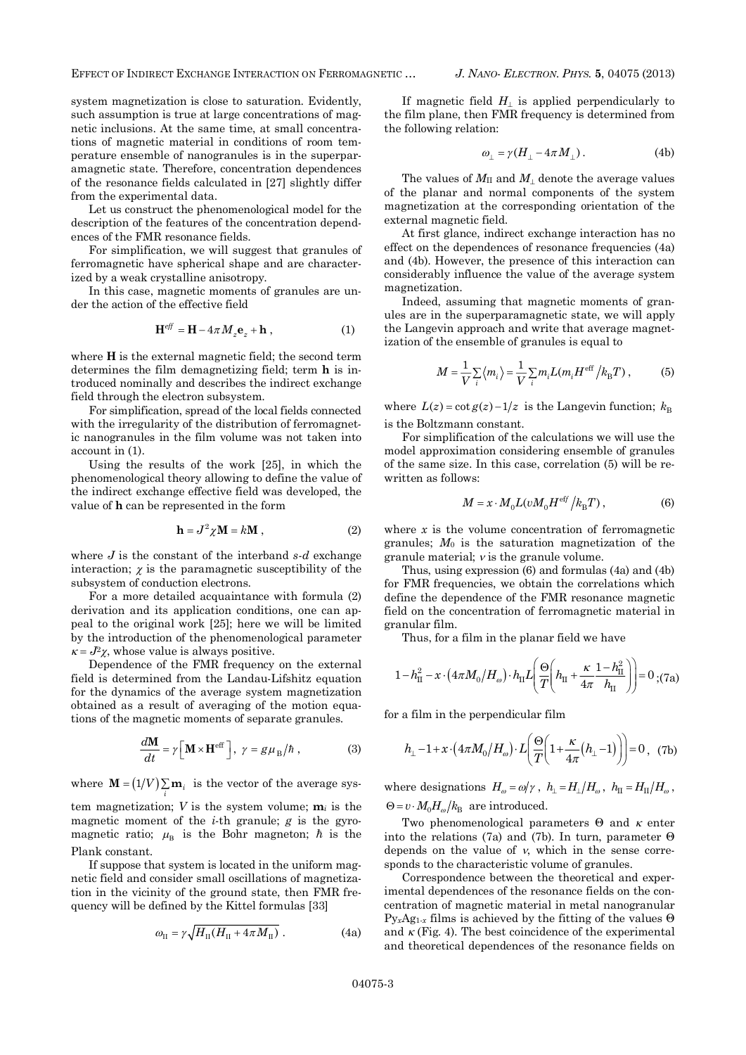system magnetization is close to saturation. Evidently, such assumption is true at large concentrations of magnetic inclusions. At the same time, at small concentrations of magnetic material in conditions of room temperature ensemble of nanogranules is in the superparamagnetic state. Therefore, concentration dependences of the resonance fields calculated in [27] slightly differ from the experimental data.

Let us construct the phenomenological model for the description of the features of the concentration dependences of the FMR resonance fields.

For simplification, we will suggest that granules of ferromagnetic have spherical shape and are characterized by a weak crystalline anisotropy.

In this case, magnetic moments of granules are under the action of the effective field

$$\mathbf{H}^{eff} = \mathbf{H} - 4\pi M_z \mathbf{e}_z + \mathbf{h}\,, \tag{1}$$

where $\mathbf{H}$ is the external magnetic field; the second term determines the film demagnetizing field; term $\mathbf{h}$ is introduced nominally and describes the indirect exchange field through the electron subsystem.

For simplification, spread of the local fields connected with the irregularity of the distribution of ferromagnetic nanogranules in the film volume was not taken into account in (1).

Using the results of the work [25], in which the phenomenological theory allowing to define the value of the indirect exchange effective field was developed, the value of $\mathbf{h}$ can be represented in the form

$$\mathbf{h} = J^2 \chi \mathbf{M} = k\mathbf{M}\,, \tag{2}$$

where $J$ is the constant of the interband $s$-$d$ exchange interaction; $\chi$ is the paramagnetic susceptibility of the subsystem of conduction electrons.

For a more detailed acquaintance with formula (2) derivation and its application conditions, one can appeal to the original work [25]; here we will be limited by the introduction of the phenomenological parameter $\kappa = J^2\chi$, whose value is always positive.

Dependence of the FMR frequency on the external field is determined from the Landau-Lifshitz equation for the dynamics of the average system magnetization obtained as a result of averaging of the motion equations of the magnetic moments of separate granules.

$$\frac{d\mathbf{M}}{dt} = \gamma\left[\mathbf{M}\times\mathbf{H}^{\text{eff}}\right],\ \ \gamma = g\mu_{\text{B}}/\hbar\,, \tag{3}$$

where $\mathbf{M} = (1/V)\sum_i \mathbf{m}_i$ is the vector of the average system magnetization; $V$ is the system volume; $\mathbf{m}_i$ is the magnetic moment of the $i$-th granule; $g$ is the gyromagnetic ratio; $\mu_{\text{B}}$ is the Bohr magneton; $\hbar$ is the Plank constant.

If suppose that system is located in the uniform magnetic field and consider small oscillations of magnetization in the vicinity of the ground state, then FMR frequency will be defined by the Kittel formulas [33]

$$\omega_{\text{II}} = \gamma\sqrt{H_{\text{II}}(H_{\text{II}} + 4\pi M_{\text{II}})}\,. \tag{4a}$$

If magnetic field $H_\perp$ is applied perpendicularly to the film plane, then FMR frequency is determined from the following relation:

$$\omega_\perp = \gamma(H_\perp - 4\pi M_\perp)\,. \tag{4b}$$

The values of $M_{\text{II}}$ and $M_\perp$ denote the average values of the planar and normal components of the system magnetization at the corresponding orientation of the external magnetic field.

At first glance, indirect exchange interaction has no effect on the dependences of resonance frequencies (4a) and (4b). However, the presence of this interaction can considerably influence the value of the average system magnetization.

Indeed, assuming that magnetic moments of granules are in the superparamagnetic state, we will apply the Langevin approach and write that average magnetization of the ensemble of granules is equal to

$$M = \frac{1}{V}\sum_i \langle m_i \rangle = \frac{1}{V}\sum_i m_i L(m_i H^{\text{eff}}/k_{\text{B}}T)\,, \tag{5}$$

where $L(z) = \cot g(z) - 1/z$ is the Langevin function; $k_{\text{B}}$ is the Boltzmann constant.

For simplification of the calculations we will use the model approximation considering ensemble of granules of the same size. In this case, correlation (5) will be rewritten as follows:

$$M = x\cdot M_0 L(\upsilon M_0 H^{\text{eff}}/k_{\text{B}}T)\,, \tag{6}$$

where $x$ is the volume concentration of ferromagnetic granules; $M_0$ is the saturation magnetization of the granule material; $v$ is the granule volume.

Thus, using expression (6) and formulas (4a) and (4b) for FMR frequencies, we obtain the correlations which define the dependence of the FMR resonance magnetic field on the concentration of ferromagnetic material in granular film.

Thus, for a film in the planar field we have

$$1 - h_{\text{II}}^2 - x\cdot\left(4\pi M_0/H_\omega\right)\cdot h_{\text{II}} L\left(\frac{\Theta}{T}\left(h_{\text{II}} + \frac{\kappa}{4\pi}\frac{1-h_{\text{II}}^2}{h_{\text{II}}}\right)\right) = 0\,; \tag{7a}$$

for a film in the perpendicular film

$$h_\perp - 1 + x\cdot\left(4\pi M_0/H_\omega\right)\cdot L\left(\frac{\Theta}{T}\left(1 + \frac{\kappa}{4\pi}\left(h_\perp - 1\right)\right)\right) = 0\,, \tag{7b}$$

where designations $H_\omega = \omega/\gamma$, $h_\perp = H_\perp/H_\omega$, $h_{\text{II}} = H_{\text{II}}/H_\omega$, $\Theta = \upsilon\cdot M_0 H_\omega/k_{\text{B}}$ are introduced.

Two phenomenological parameters $\Theta$ and $\kappa$ enter into the relations (7a) and (7b). In turn, parameter $\Theta$ depends on the value of $v$, which in the sense corresponds to the characteristic volume of granules.

Correspondence between the theoretical and experimental dependences of the resonance fields on the concentration of magnetic material in metal nanogranular $Py_xAg_{1-x}$ films is achieved by the fitting of the values $\Theta$ and $\kappa$ (Fig. 4). The best coincidence of the experimental and theoretical dependences of the resonance fields on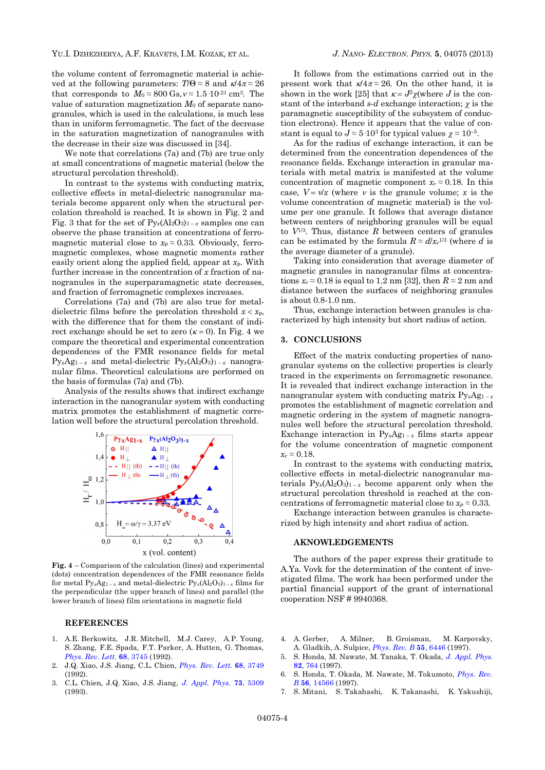the volume content of ferromagnetic material is achieved at the following parameters: $T/\Theta \approx 8$ and $\kappa/4\pi \approx 26$ that corresponds to $M_0 \approx 800$ Gs, $v \approx 1.5 \cdot 10^{-21}$ cm³. The value of saturation magnetization $M_0$ of separate nanogranules, which is used in the calculations, is much less than in uniform ferromagnetic. The fact of the decrease in the saturation magnetization of nanogranules with the decrease in their size was discussed in [34].

We note that correlations (7a) and (7b) are true only at small concentrations of magnetic material (below the structural percolation threshold).

In contrast to the systems with conducting matrix, collective effects in metal-dielectric nanogranular materials become apparent only when the structural percolation threshold is reached. It is shown in Fig. 2 and Fig. 3 that for the set of $Py_x(Al_2O_3)_{1-x}$ samples one can observe the phase transition at concentrations of ferromagnetic material close to $x_p \approx 0.33$. Obviously, ferromagnetic complexes, whose magnetic moments rather easily orient along the applied field, appear at $x_p$. With further increase in the concentration of $x$ fraction of nanogranules in the superparamagnetic state decreases, and fraction of ferromagnetic complexes increases.

Correlations (7a) and (7b) are also true for metal-dielectric films before the percolation threshold $x < x_p$, with the difference that for them the constant of indirect exchange should be set to zero ($\kappa = 0$). In Fig. 4 we compare the theoretical and experimental concentration dependences of the FMR resonance fields for metal $Py_xAg_{1-x}$ and metal-dielectric $Py_x(Al_2O_3)_{1-x}$ nanogranular films. Theoretical calculations are performed on the basis of formulas (7a) and (7b).

Analysis of the results shows that indirect exchange interaction in the nanogranular system with conducting matrix promotes the establishment of magnetic correlation well before the structural percolation threshold.

**Fig. 4** – Comparison of the calculation (lines) and experimental (dots) concentration dependences of the FMR resonance fields for metal $Py_xAg_{1-x}$ and metal-dielectric $Py_x(Al_2O_3)_{1-x}$ films for the perpendicular (the upper branch of lines) and parallel (the lower branch of lines) film orientations in magnetic field

It follows from the estimations carried out in the present work that $\kappa/4\pi \approx 26$. On the other hand, it is shown in the work [25] that $\kappa = J^2\chi$(where $J$ is the constant of the interband $s$-$d$ exchange interaction; $\chi$ is the paramagnetic susceptibility of the subsystem of conduction electrons). Hence it appears that the value of constant is equal to $J \approx 5 \cdot 10^3$ for typical values $\chi \approx 10^{-5}$.

As for the radius of exchange interaction, it can be determined from the concentration dependences of the resonance fields. Exchange interaction in granular materials with metal matrix is manifested at the volume concentration of magnetic component $x_c \approx 0.18$. In this case, $V = v/x$ (where $v$ is the granule volume; $x$ is the volume concentration of magnetic material) is the volume per one granule. It follows that average distance between centers of neighboring granules will be equal to $V^{1/3}$. Thus, distance $R$ between centers of granules can be estimated by the formula $R \approx d/x_c^{1/3}$ (where $d$ is the average diameter of a granule).

Taking into consideration that average diameter of magnetic granules in nanogranular films at concentrations $x_c \approx 0.18$ is equal to 1.2 nm [32], then $R \approx 2$ nm and distance between the surfaces of neighboring granules is about 0.8-1.0 nm.

Thus, exchange interaction between granules is characterized by high intensity but short radius of action.

## 3. CONCLUSIONS

Effect of the matrix conducting properties of nanogranular systems on the collective properties is clearly traced in the experiments on ferromagnetic resonance. It is revealed that indirect exchange interaction in the nanogranular system with conducting matrix $Py_xAg_{1-x}$ promotes the establishment of magnetic correlation and magnetic ordering in the system of magnetic nanogranules well before the structural percolation threshold. Exchange interaction in $Py_xAg_{1-x}$ films starts appear for the volume concentration of magnetic component $x_c \approx 0.18$.

In contrast to the systems with conducting matrix, collective effects in metal-dielectric nanogranular materials $Py_x(Al_2O_3)_{1-x}$ become apparent only when the structural percolation threshold is reached at the concentrations of ferromagnetic material close to $x_p \approx 0.33$.

Exchange interaction between granules is characterized by high intensity and short radius of action.

## AKNOWLEDGEMENTS

The authors of the paper express their gratitude to A.Ya. Vovk for the determination of the content of investigated films. The work has been performed under the partial financial support of the grant of international cooperation NSF # 9940368.

## REFERENCES

1. A.E. Berkowitz, J.R. Mitchell, M.J. Carey, A.P. Young, S. Zhang, F.E. Spada, F.T. Parker, A. Hutten, G. Thomas, *Phys. Rev. Lett.* **68**, 3745 (1992).
2. J.Q. Xiao, J.S. Jiang, C.L. Chien, *Phys. Rev. Lett.* **68**, 3749 (1992).
3. C.L. Chien, J.Q. Xiao, J.S. Jiang, *J. Appl. Phys.* **73**, 5309 (1993).
4. A. Gerber, A. Milner, B. Groisman, M. Karpovsky, A. Gladkikh, A. Sulpice, *Phys. Rev. B* **55**, 6446 (1997).
5. S. Honda, M. Nawate, M. Tanaka, T. Okada, *J. Appl. Phys.* **82**, 764 (1997).
6. S. Honda, T. Okada, M. Nawate, M. Tokumoto, *Phys. Rev. B* **56**, 14566 (1997).
7. S. Mitani, S. Takahashi, K. Takanashi, K. Yakushiji,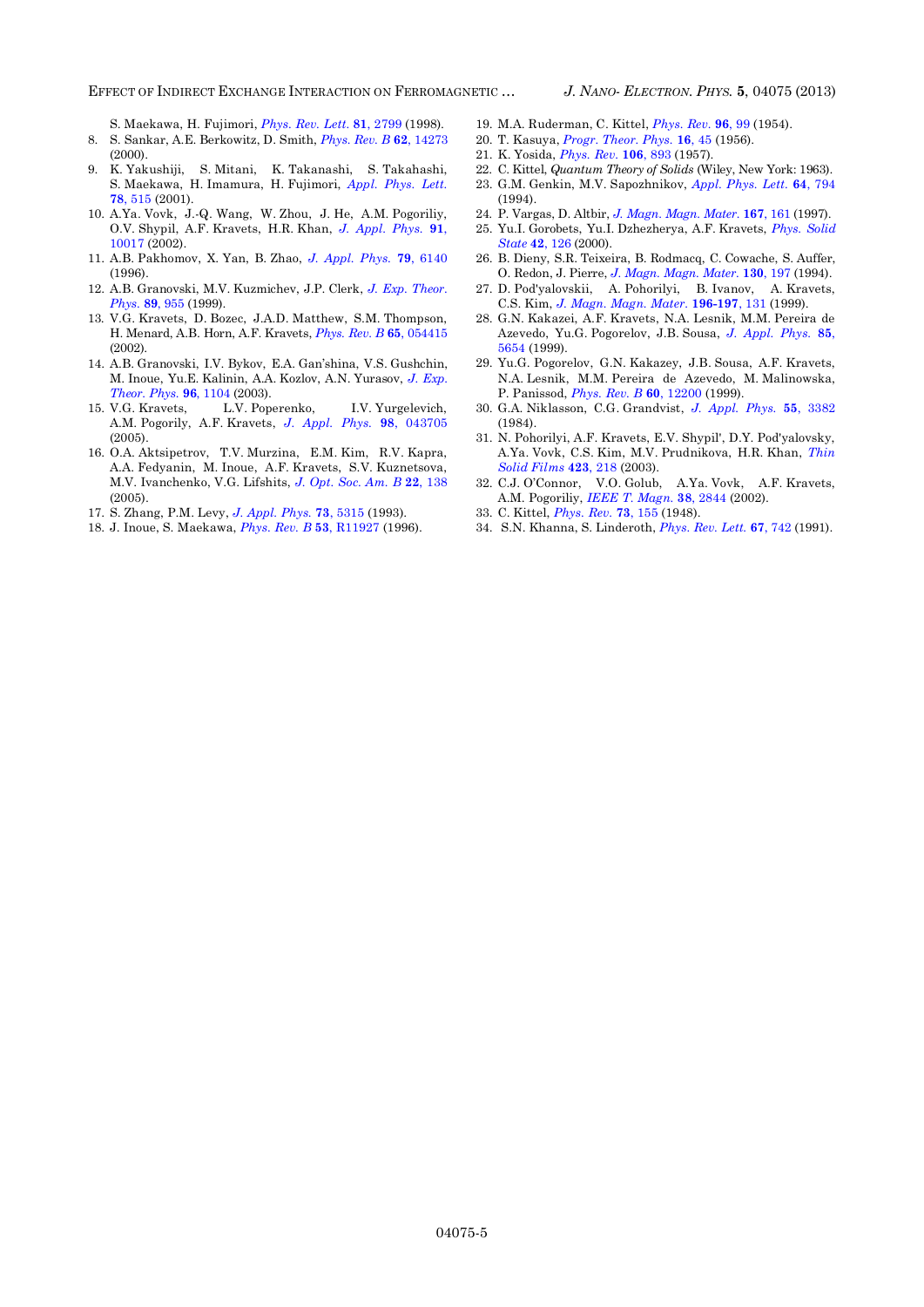S. Maekawa, H. Fujimori, *Phys. Rev. Lett.* **81**, 2799 (1998).

8. S. Sankar, A.E. Berkowitz, D. Smith, *Phys. Rev. B* **62**, 14273 (2000).
9. K. Yakushiji, S. Mitani, K. Takanashi, S. Takahashi, S. Maekawa, H. Imamura, H. Fujimori, *Appl. Phys. Lett.* **78**, 515 (2001).
10. A.Ya. Vovk, J.-Q. Wang, W. Zhou, J. He, A.M. Pogoriliy, O.V. Shypil, A.F. Kravets, H.R. Khan, *J. Appl. Phys.* **91**, 10017 (2002).
11. A.B. Pakhomov, X. Yan, B. Zhao, *J. Appl. Phys.* **79**, 6140 (1996).
12. A.B. Granovski, M.V. Kuzmichev, J.P. Clerk, *J. Exp. Theor. Phys.* **89**, 955 (1999).
13. V.G. Kravets, D. Bozec, J.A.D. Matthew, S.M. Thompson, H. Menard, A.B. Horn, A.F. Kravets, *Phys. Rev. B* **65**, 054415 (2002).
14. A.B. Granovski, I.V. Bykov, E.A. Gan'shina, V.S. Gushchin, M. Inoue, Yu.E. Kalinin, A.A. Kozlov, A.N. Yurasov, *J. Exp. Theor. Phys.* **96**, 1104 (2003).
15. V.G. Kravets, L.V. Poperenko, I.V. Yurgelevich, A.M. Pogorily, A.F. Kravets, *J. Appl. Phys.* **98**, 043705 (2005).
16. O.A. Aktsipetrov, T.V. Murzina, E.M. Kim, R.V. Kapra, A.A. Fedyanin, M. Inoue, A.F. Kravets, S.V. Kuznetsova, M.V. Ivanchenko, V.G. Lifshits, *J. Opt. Soc. Am. B* **22**, 138 (2005).
17. S. Zhang, P.M. Levy, *J. Appl. Phys.* **73**, 5315 (1993).
18. J. Inoue, S. Maekawa, *Phys. Rev. B* **53**, R11927 (1996).
19. M.A. Ruderman, C. Kittel, *Phys. Rev.* **96**, 99 (1954).
20. T. Kasuya, *Progr. Theor. Phys.* **16**, 45 (1956).
21. K. Yosida, *Phys. Rev.* **106**, 893 (1957).
22. C. Kittel, *Quantum Theory of Solids* (Wiley, New York: 1963).
23. G.M. Genkin, M.V. Sapozhnikov, *Appl. Phys. Lett.* **64**, 794 (1994).
24. P. Vargas, D. Altbir, *J. Magn. Magn. Mater.* **167**, 161 (1997).
25. Yu.I. Gorobets, Yu.I. Dzhezherya, A.F. Kravets, *Phys. Solid State* **42**, 126 (2000).
26. B. Dieny, S.R. Teixeira, B. Rodmacq, C. Cowache, S. Auffer, O. Redon, J. Pierre, *J. Magn. Magn. Mater.* **130**, 197 (1994).
27. D. Pod'yalovskii, A. Pohorilyi, B. Ivanov, A. Kravets, C.S. Kim, *J. Magn. Magn. Mater.* **196-197**, 131 (1999).
28. G.N. Kakazei, A.F. Kravets, N.A. Lesnik, M.M. Pereira de Azevedo, Yu.G. Pogorelov, J.B. Sousa, *J. Appl. Phys.* **85**, 5654 (1999).
29. Yu.G. Pogorelov, G.N. Kakazey, J.B. Sousa, A.F. Kravets, N.A. Lesnik, M.M. Pereira de Azevedo, M. Malinowska, P. Panissod, *Phys. Rev. B* **60**, 12200 (1999).
30. G.A. Niklasson, C.G. Grandvist, *J. Appl. Phys.* **55**, 3382 (1984).
31. N. Pohorilyi, A.F. Kravets, E.V. Shypil', D.Y. Pod'yalovsky, A.Ya. Vovk, C.S. Kim, M.V. Prudnikova, H.R. Khan, *Thin Solid Films* **423**, 218 (2003).
32. C.J. O'Connor, V.O. Golub, A.Ya. Vovk, A.F. Kravets, A.M. Pogoriliy, *IEEE T. Magn.* **38**, 2844 (2002).
33. C. Kittel, *Phys. Rev.* **73**, 155 (1948).
34. S.N. Khanna, S. Linderoth, *Phys. Rev. Lett.* **67**, 742 (1991).